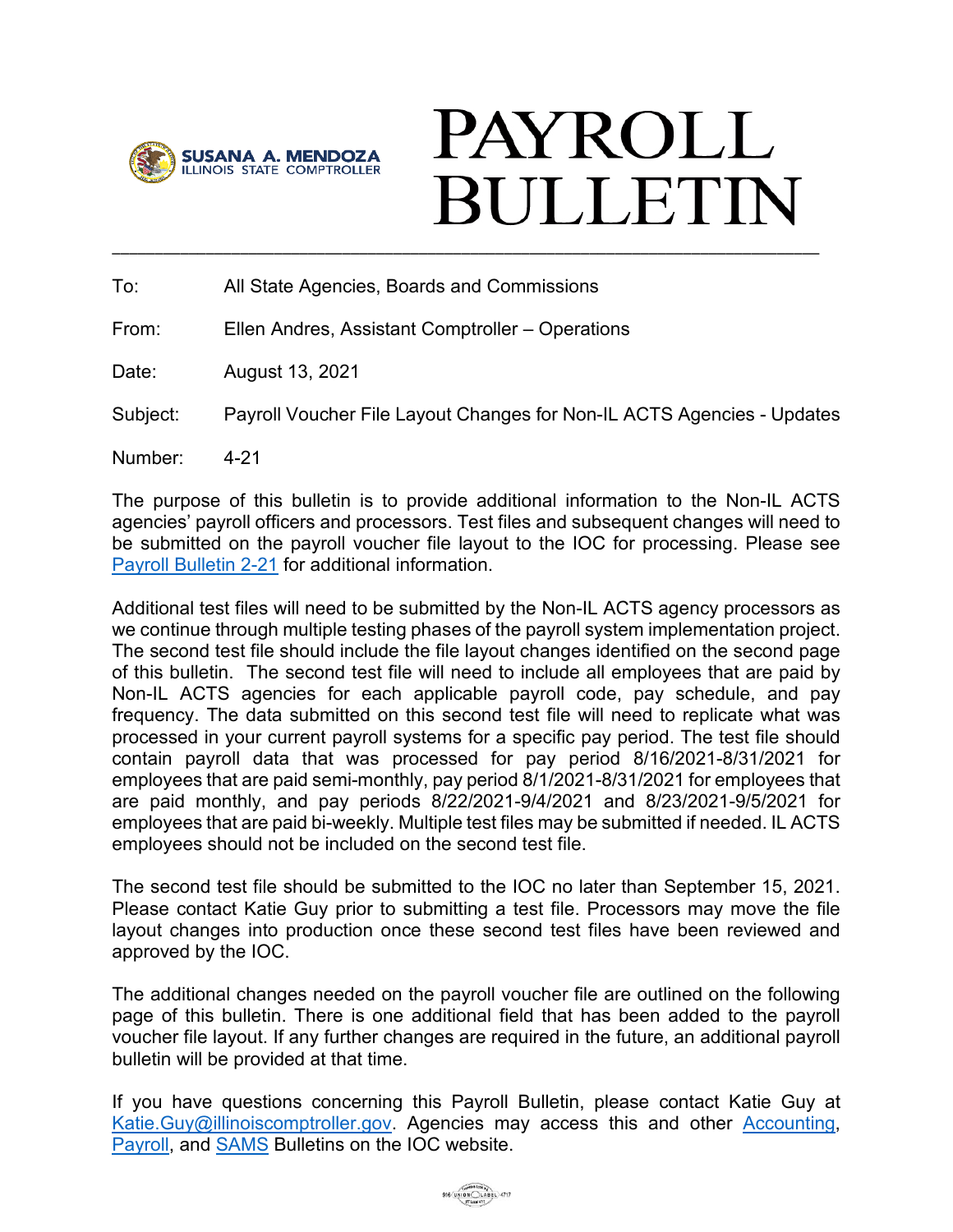SUSANA A. MENDOZA
ILLINOIS STATE COMPTROLLER

# PAYROLL BULLETIN

---

To: All State Agencies, Boards and Commissions

From: Ellen Andres, Assistant Comptroller – Operations

Date: August 13, 2021

Subject: Payroll Voucher File Layout Changes for Non-IL ACTS Agencies - Updates

Number: 4-21

The purpose of this bulletin is to provide additional information to the Non-IL ACTS agencies' payroll officers and processors. Test files and subsequent changes will need to be submitted on the payroll voucher file layout to the IOC for processing. Please see Payroll Bulletin 2-21 for additional information.

Additional test files will need to be submitted by the Non-IL ACTS agency processors as we continue through multiple testing phases of the payroll system implementation project. The second test file should include the file layout changes identified on the second page of this bulletin. The second test file will need to include all employees that are paid by Non-IL ACTS agencies for each applicable payroll code, pay schedule, and pay frequency. The data submitted on this second test file will need to replicate what was processed in your current payroll systems for a specific pay period. The test file should contain payroll data that was processed for pay period 8/16/2021-8/31/2021 for employees that are paid semi-monthly, pay period 8/1/2021-8/31/2021 for employees that are paid monthly, and pay periods 8/22/2021-9/4/2021 and 8/23/2021-9/5/2021 for employees that are paid bi-weekly. Multiple test files may be submitted if needed. IL ACTS employees should not be included on the second test file.

The second test file should be submitted to the IOC no later than September 15, 2021. Please contact Katie Guy prior to submitting a test file. Processors may move the file layout changes into production once these second test files have been reviewed and approved by the IOC.

The additional changes needed on the payroll voucher file are outlined on the following page of this bulletin. There is one additional field that has been added to the payroll voucher file layout. If any further changes are required in the future, an additional payroll bulletin will be provided at that time.

If you have questions concerning this Payroll Bulletin, please contact Katie Guy at Katie.Guy@illinoiscomptroller.gov. Agencies may access this and other Accounting, Payroll, and SAMS Bulletins on the IOC website.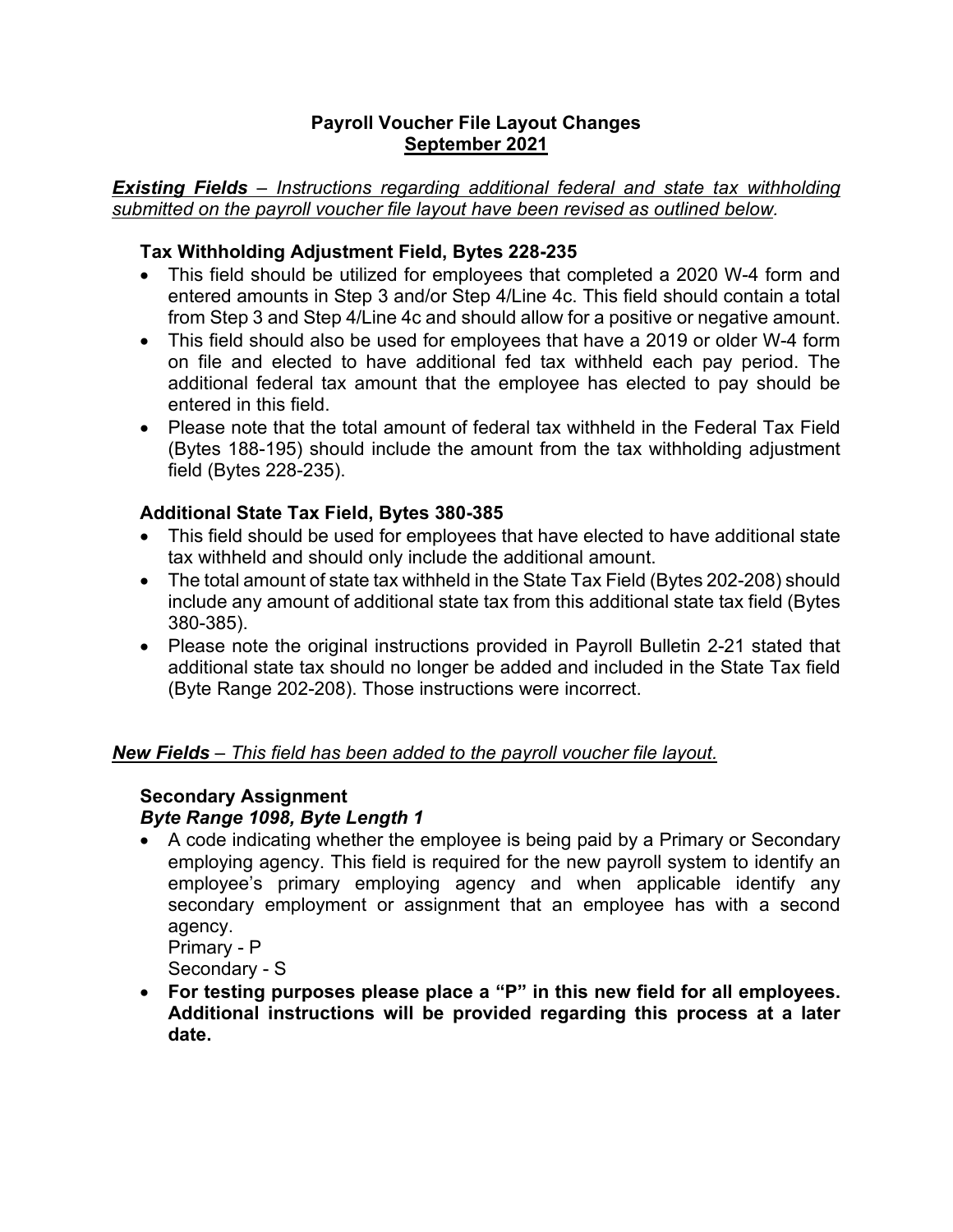# Payroll Voucher File Layout Changes

**<u>September 2021</u>**

***<u>Existing Fields</u>*** *<u>– Instructions regarding additional federal and state tax withholding submitted on the payroll voucher file layout have been revised as outlined below</u>.*

### Tax Withholding Adjustment Field, Bytes 228-235

- This field should be utilized for employees that completed a 2020 W-4 form and entered amounts in Step 3 and/or Step 4/Line 4c. This field should contain a total from Step 3 and Step 4/Line 4c and should allow for a positive or negative amount.
- This field should also be used for employees that have a 2019 or older W-4 form on file and elected to have additional fed tax withheld each pay period. The additional federal tax amount that the employee has elected to pay should be entered in this field.
- Please note that the total amount of federal tax withheld in the Federal Tax Field (Bytes 188-195) should include the amount from the tax withholding adjustment field (Bytes 228-235).

### Additional State Tax Field, Bytes 380-385

- This field should be used for employees that have elected to have additional state tax withheld and should only include the additional amount.
- The total amount of state tax withheld in the State Tax Field (Bytes 202-208) should include any amount of additional state tax from this additional state tax field (Bytes 380-385).
- Please note the original instructions provided in Payroll Bulletin 2-21 stated that additional state tax should no longer be added and included in the State Tax field (Byte Range 202-208). Those instructions were incorrect.

***<u>New Fields</u>*** *<u>– This field has been added to the payroll voucher file layout.</u>*

### Secondary Assignment

***Byte Range 1098, Byte Length 1***

- A code indicating whether the employee is being paid by a Primary or Secondary employing agency. This field is required for the new payroll system to identify an employee's primary employing agency and when applicable identify any secondary employment or assignment that an employee has with a second agency.  
  Primary - P  
  Secondary - S
- **For testing purposes please place a "P" in this new field for all employees. Additional instructions will be provided regarding this process at a later date.**